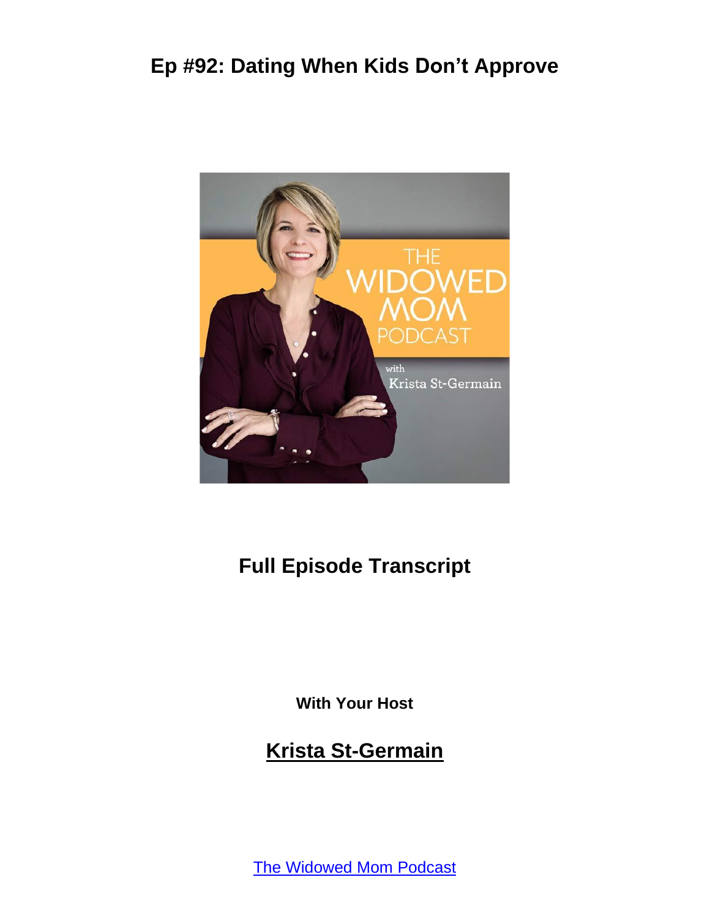# Ep #92: Dating When Kids Don't Approve

## Full Episode Transcript

**With Your Host**

## Krista St-Germain

[The Widowed Mom Podcast]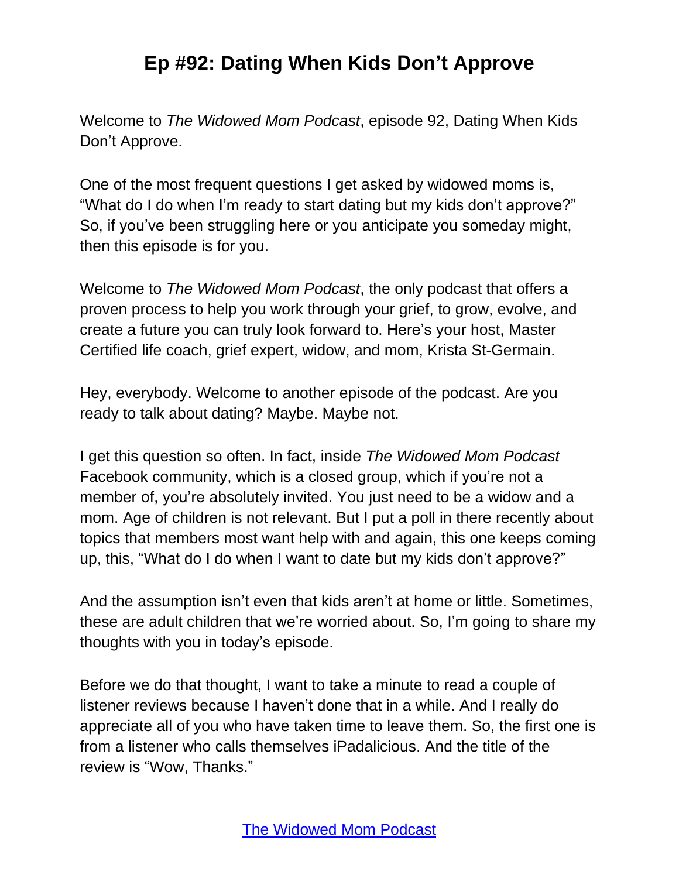# Ep #92: Dating When Kids Don't Approve

Welcome to *The Widowed Mom Podcast*, episode 92, Dating When Kids Don't Approve.

One of the most frequent questions I get asked by widowed moms is, "What do I do when I'm ready to start dating but my kids don't approve?" So, if you've been struggling here or you anticipate you someday might, then this episode is for you.

Welcome to *The Widowed Mom Podcast*, the only podcast that offers a proven process to help you work through your grief, to grow, evolve, and create a future you can truly look forward to. Here's your host, Master Certified life coach, grief expert, widow, and mom, Krista St-Germain.

Hey, everybody. Welcome to another episode of the podcast. Are you ready to talk about dating? Maybe. Maybe not.

I get this question so often. In fact, inside *The Widowed Mom Podcast* Facebook community, which is a closed group, which if you're not a member of, you're absolutely invited. You just need to be a widow and a mom. Age of children is not relevant. But I put a poll in there recently about topics that members most want help with and again, this one keeps coming up, this, "What do I do when I want to date but my kids don't approve?"

And the assumption isn't even that kids aren't at home or little. Sometimes, these are adult children that we're worried about. So, I'm going to share my thoughts with you in today's episode.

Before we do that thought, I want to take a minute to read a couple of listener reviews because I haven't done that in a while. And I really do appreciate all of you who have taken time to leave them. So, the first one is from a listener who calls themselves iPadalicious. And the title of the review is "Wow, Thanks."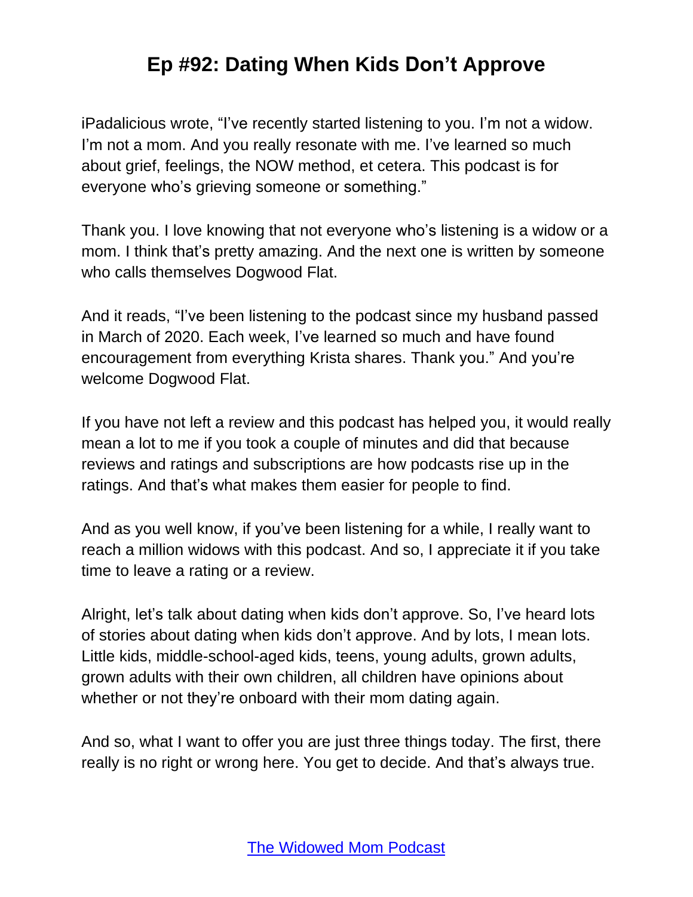iPadalicious wrote, "I've recently started listening to you. I'm not a widow. I'm not a mom. And you really resonate with me. I've learned so much about grief, feelings, the NOW method, et cetera. This podcast is for everyone who's grieving someone or something."

Thank you. I love knowing that not everyone who's listening is a widow or a mom. I think that's pretty amazing. And the next one is written by someone who calls themselves Dogwood Flat.

And it reads, "I've been listening to the podcast since my husband passed in March of 2020. Each week, I've learned so much and have found encouragement from everything Krista shares. Thank you." And you're welcome Dogwood Flat.

If you have not left a review and this podcast has helped you, it would really mean a lot to me if you took a couple of minutes and did that because reviews and ratings and subscriptions are how podcasts rise up in the ratings. And that's what makes them easier for people to find.

And as you well know, if you've been listening for a while, I really want to reach a million widows with this podcast. And so, I appreciate it if you take time to leave a rating or a review.

Alright, let's talk about dating when kids don't approve. So, I've heard lots of stories about dating when kids don't approve. And by lots, I mean lots. Little kids, middle-school-aged kids, teens, young adults, grown adults, grown adults with their own children, all children have opinions about whether or not they're onboard with their mom dating again.

And so, what I want to offer you are just three things today. The first, there really is no right or wrong here. You get to decide. And that's always true.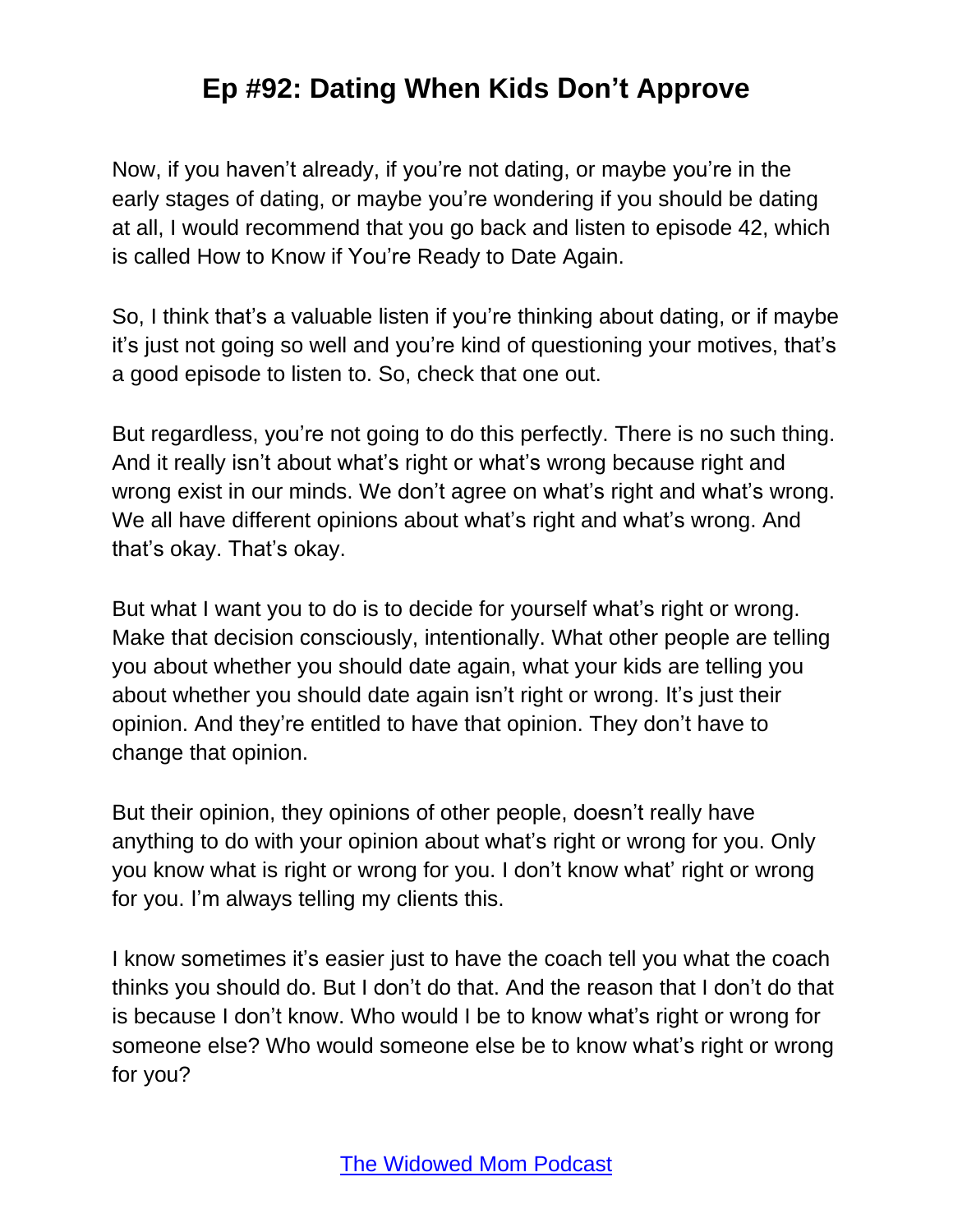Now, if you haven't already, if you're not dating, or maybe you're in the early stages of dating, or maybe you're wondering if you should be dating at all, I would recommend that you go back and listen to episode 42, which is called How to Know if You're Ready to Date Again.

So, I think that's a valuable listen if you're thinking about dating, or if maybe it's just not going so well and you're kind of questioning your motives, that's a good episode to listen to. So, check that one out.

But regardless, you're not going to do this perfectly. There is no such thing. And it really isn't about what's right or what's wrong because right and wrong exist in our minds. We don't agree on what's right and what's wrong. We all have different opinions about what's right and what's wrong. And that's okay. That's okay.

But what I want you to do is to decide for yourself what's right or wrong. Make that decision consciously, intentionally. What other people are telling you about whether you should date again, what your kids are telling you about whether you should date again isn't right or wrong. It's just their opinion. And they're entitled to have that opinion. They don't have to change that opinion.

But their opinion, they opinions of other people, doesn't really have anything to do with your opinion about what's right or wrong for you. Only you know what is right or wrong for you. I don't know what' right or wrong for you. I'm always telling my clients this.

I know sometimes it's easier just to have the coach tell you what the coach thinks you should do. But I don't do that. And the reason that I don't do that is because I don't know. Who would I be to know what's right or wrong for someone else? Who would someone else be to know what's right or wrong for you?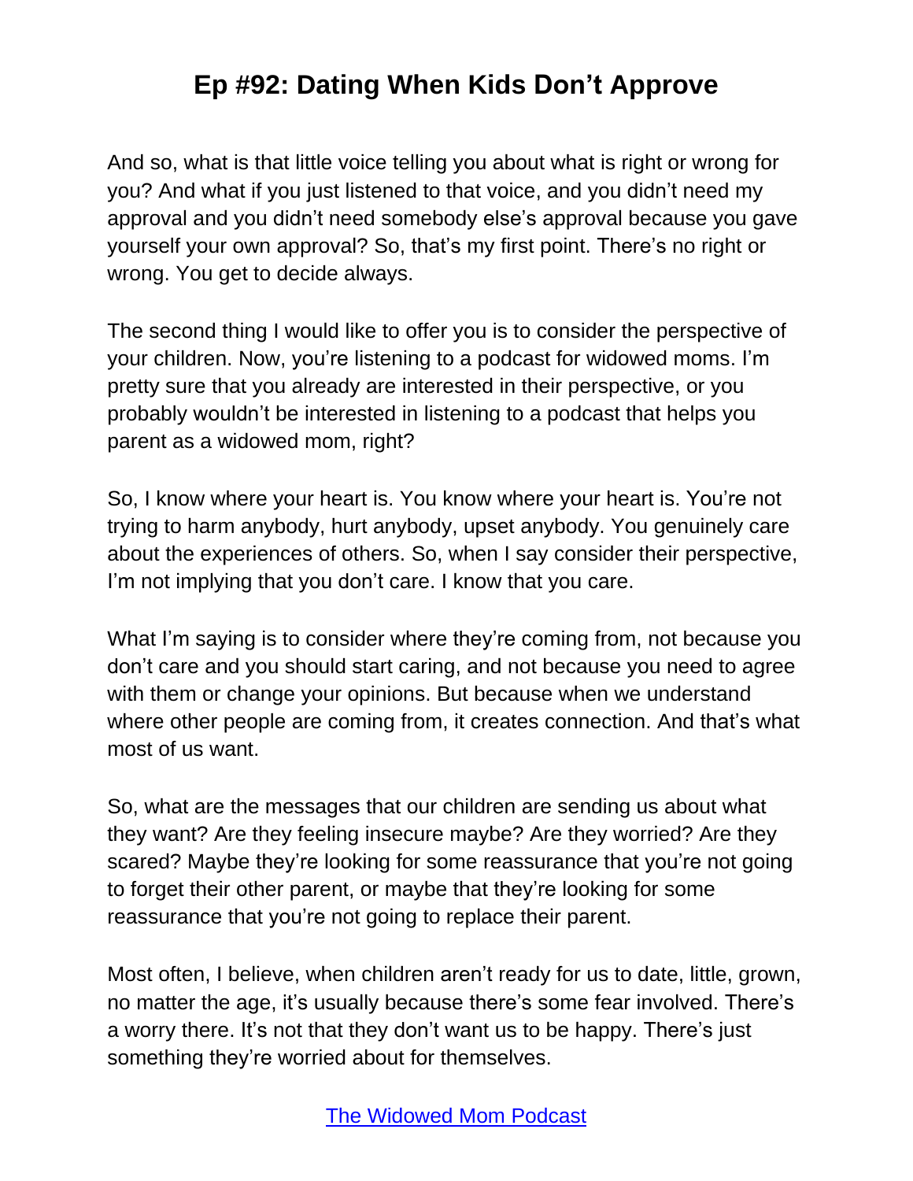And so, what is that little voice telling you about what is right or wrong for you? And what if you just listened to that voice, and you didn't need my approval and you didn't need somebody else's approval because you gave yourself your own approval? So, that's my first point. There's no right or wrong. You get to decide always.

The second thing I would like to offer you is to consider the perspective of your children. Now, you're listening to a podcast for widowed moms. I'm pretty sure that you already are interested in their perspective, or you probably wouldn't be interested in listening to a podcast that helps you parent as a widowed mom, right?

So, I know where your heart is. You know where your heart is. You're not trying to harm anybody, hurt anybody, upset anybody. You genuinely care about the experiences of others. So, when I say consider their perspective, I'm not implying that you don't care. I know that you care.

What I'm saying is to consider where they're coming from, not because you don't care and you should start caring, and not because you need to agree with them or change your opinions. But because when we understand where other people are coming from, it creates connection. And that's what most of us want.

So, what are the messages that our children are sending us about what they want? Are they feeling insecure maybe? Are they worried? Are they scared? Maybe they're looking for some reassurance that you're not going to forget their other parent, or maybe that they're looking for some reassurance that you're not going to replace their parent.

Most often, I believe, when children aren't ready for us to date, little, grown, no matter the age, it's usually because there's some fear involved. There's a worry there. It's not that they don't want us to be happy. There's just something they're worried about for themselves.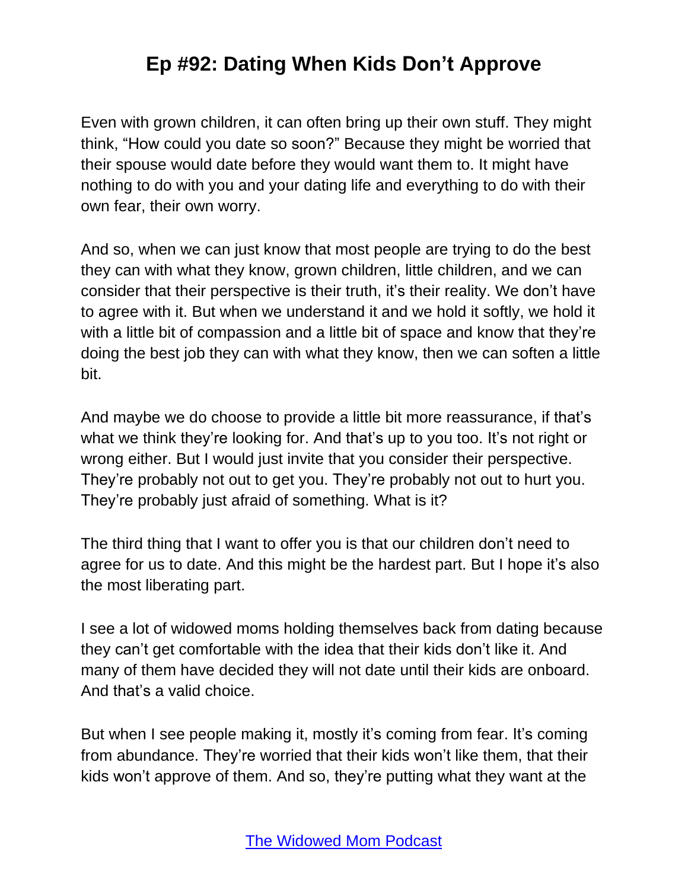Even with grown children, it can often bring up their own stuff. They might think, "How could you date so soon?" Because they might be worried that their spouse would date before they would want them to. It might have nothing to do with you and your dating life and everything to do with their own fear, their own worry.

And so, when we can just know that most people are trying to do the best they can with what they know, grown children, little children, and we can consider that their perspective is their truth, it's their reality. We don't have to agree with it. But when we understand it and we hold it softly, we hold it with a little bit of compassion and a little bit of space and know that they're doing the best job they can with what they know, then we can soften a little bit.

And maybe we do choose to provide a little bit more reassurance, if that's what we think they're looking for. And that's up to you too. It's not right or wrong either. But I would just invite that you consider their perspective. They're probably not out to get you. They're probably not out to hurt you. They're probably just afraid of something. What is it?

The third thing that I want to offer you is that our children don't need to agree for us to date. And this might be the hardest part. But I hope it's also the most liberating part.

I see a lot of widowed moms holding themselves back from dating because they can't get comfortable with the idea that their kids don't like it. And many of them have decided they will not date until their kids are onboard. And that's a valid choice.

But when I see people making it, mostly it's coming from fear. It's coming from abundance. They're worried that their kids won't like them, that their kids won't approve of them. And so, they're putting what they want at the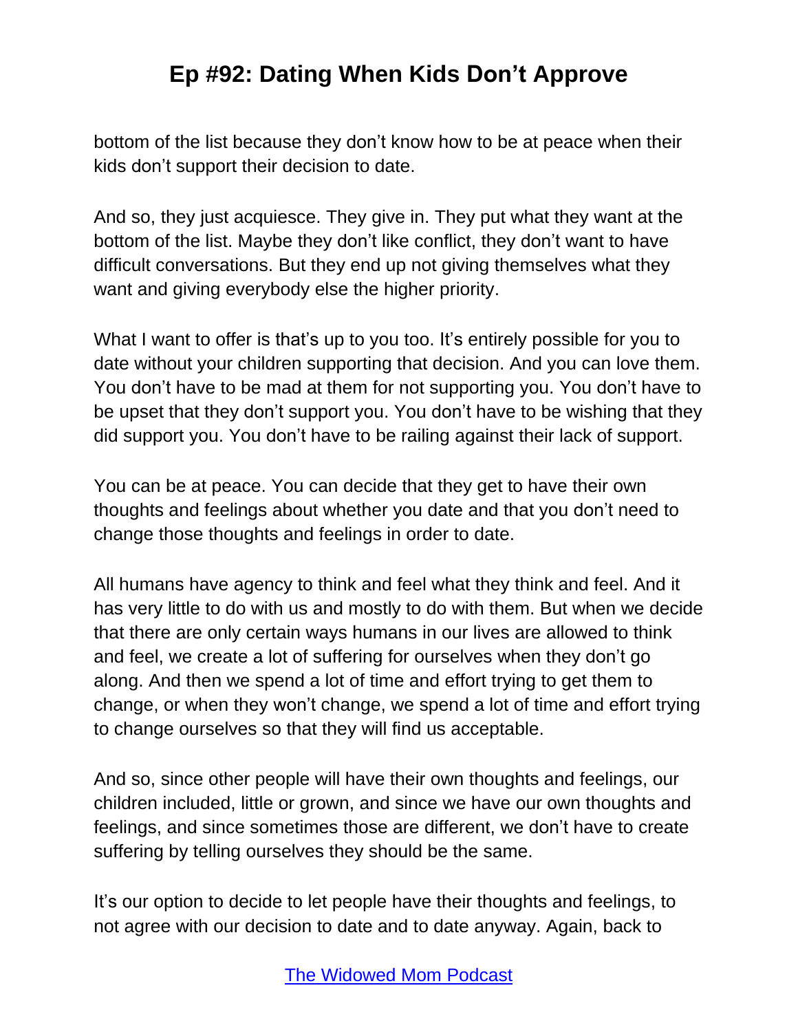bottom of the list because they don't know how to be at peace when their kids don't support their decision to date.

And so, they just acquiesce. They give in. They put what they want at the bottom of the list. Maybe they don't like conflict, they don't want to have difficult conversations. But they end up not giving themselves what they want and giving everybody else the higher priority.

What I want to offer is that's up to you too. It's entirely possible for you to date without your children supporting that decision. And you can love them. You don't have to be mad at them for not supporting you. You don't have to be upset that they don't support you. You don't have to be wishing that they did support you. You don't have to be railing against their lack of support.

You can be at peace. You can decide that they get to have their own thoughts and feelings about whether you date and that you don't need to change those thoughts and feelings in order to date.

All humans have agency to think and feel what they think and feel. And it has very little to do with us and mostly to do with them. But when we decide that there are only certain ways humans in our lives are allowed to think and feel, we create a lot of suffering for ourselves when they don't go along. And then we spend a lot of time and effort trying to get them to change, or when they won't change, we spend a lot of time and effort trying to change ourselves so that they will find us acceptable.

And so, since other people will have their own thoughts and feelings, our children included, little or grown, and since we have our own thoughts and feelings, and since sometimes those are different, we don't have to create suffering by telling ourselves they should be the same.

It's our option to decide to let people have their thoughts and feelings, to not agree with our decision to date and to date anyway. Again, back to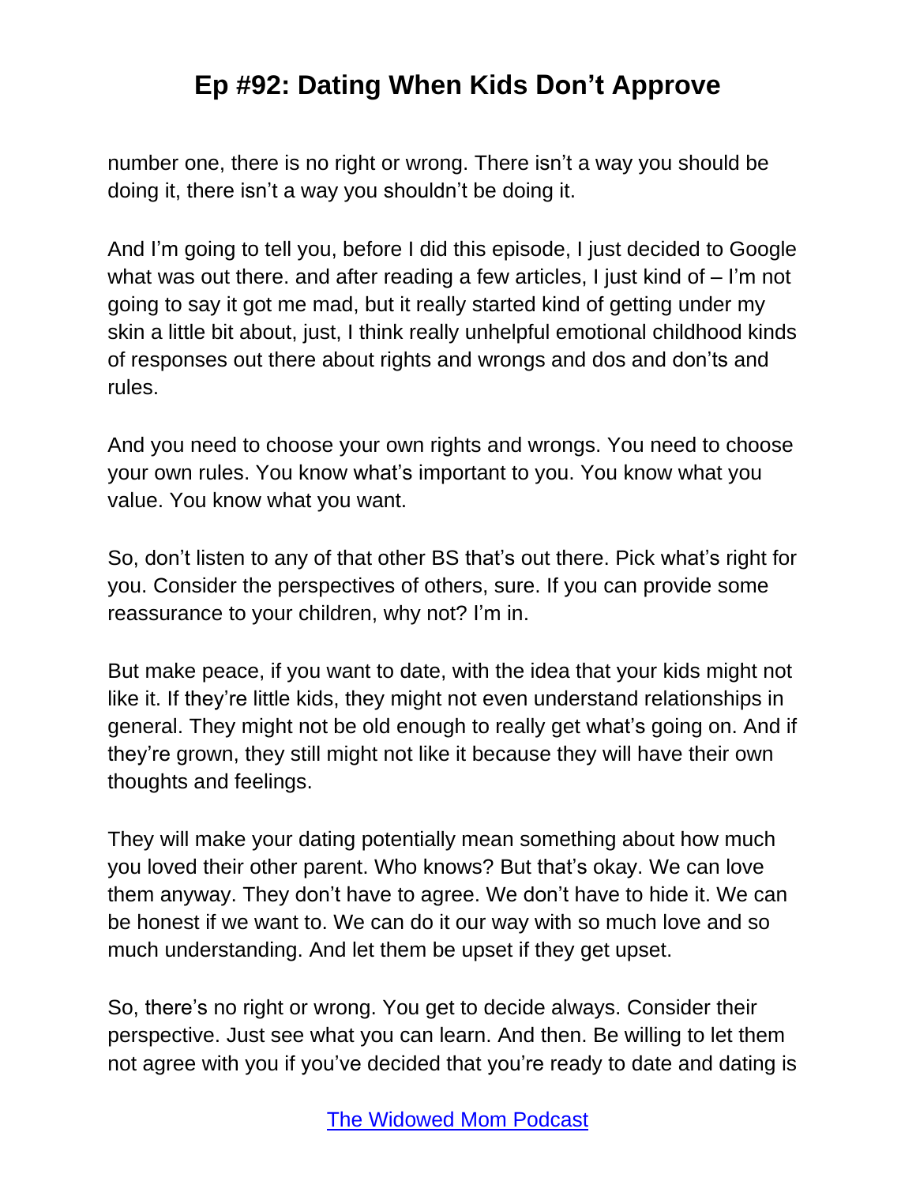number one, there is no right or wrong. There isn't a way you should be doing it, there isn't a way you shouldn't be doing it.

And I'm going to tell you, before I did this episode, I just decided to Google what was out there. and after reading a few articles, I just kind of – I'm not going to say it got me mad, but it really started kind of getting under my skin a little bit about, just, I think really unhelpful emotional childhood kinds of responses out there about rights and wrongs and dos and don'ts and rules.

And you need to choose your own rights and wrongs. You need to choose your own rules. You know what's important to you. You know what you value. You know what you want.

So, don't listen to any of that other BS that's out there. Pick what's right for you. Consider the perspectives of others, sure. If you can provide some reassurance to your children, why not? I'm in.

But make peace, if you want to date, with the idea that your kids might not like it. If they're little kids, they might not even understand relationships in general. They might not be old enough to really get what's going on. And if they're grown, they still might not like it because they will have their own thoughts and feelings.

They will make your dating potentially mean something about how much you loved their other parent. Who knows? But that's okay. We can love them anyway. They don't have to agree. We don't have to hide it. We can be honest if we want to. We can do it our way with so much love and so much understanding. And let them be upset if they get upset.

So, there's no right or wrong. You get to decide always. Consider their perspective. Just see what you can learn. And then. Be willing to let them not agree with you if you've decided that you're ready to date and dating is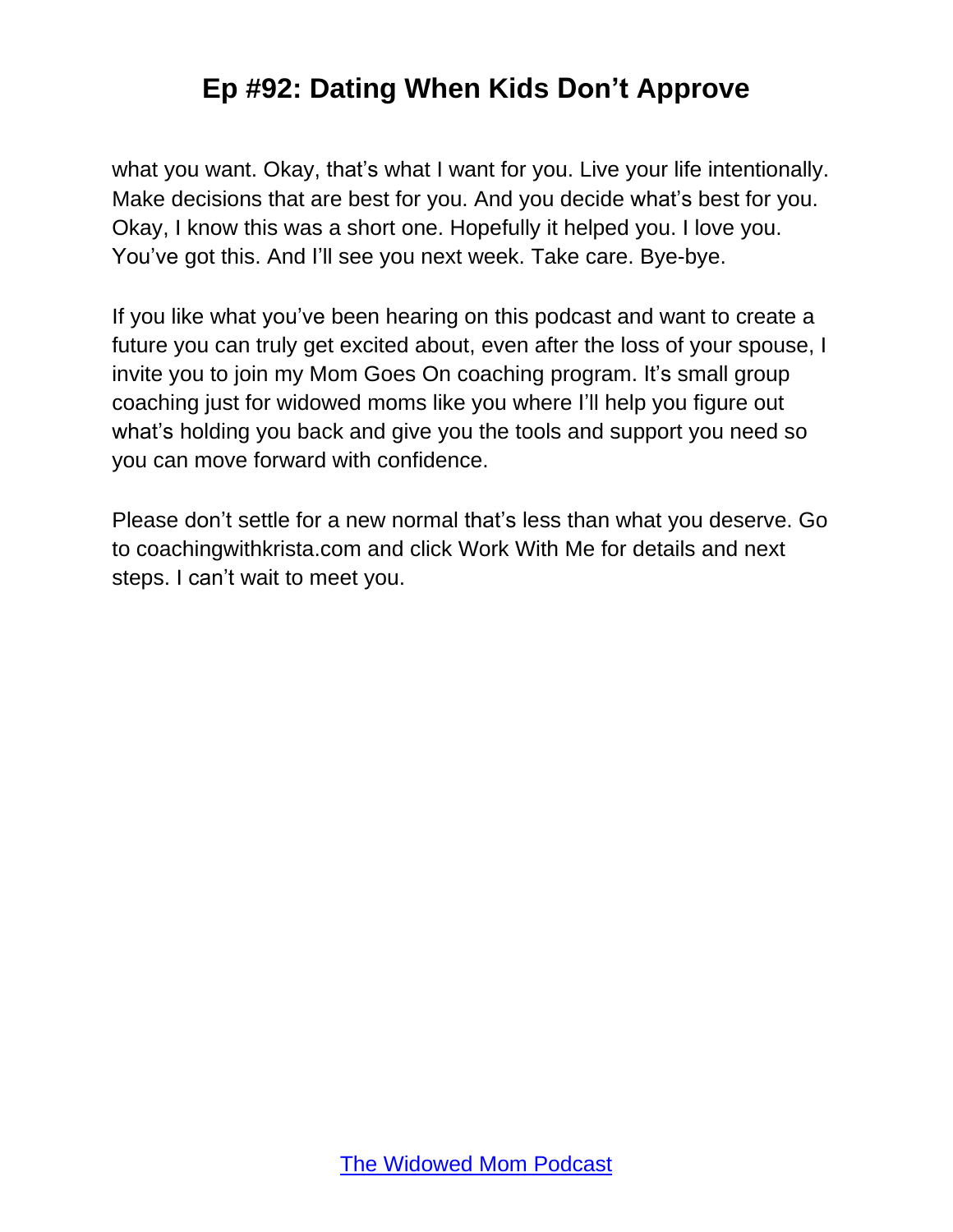what you want. Okay, that's what I want for you. Live your life intentionally. Make decisions that are best for you. And you decide what's best for you. Okay, I know this was a short one. Hopefully it helped you. I love you. You've got this. And I'll see you next week. Take care. Bye-bye.

If you like what you've been hearing on this podcast and want to create a future you can truly get excited about, even after the loss of your spouse, I invite you to join my Mom Goes On coaching program. It's small group coaching just for widowed moms like you where I'll help you figure out what's holding you back and give you the tools and support you need so you can move forward with confidence.

Please don't settle for a new normal that's less than what you deserve. Go to coachingwithkrista.com and click Work With Me for details and next steps. I can't wait to meet you.